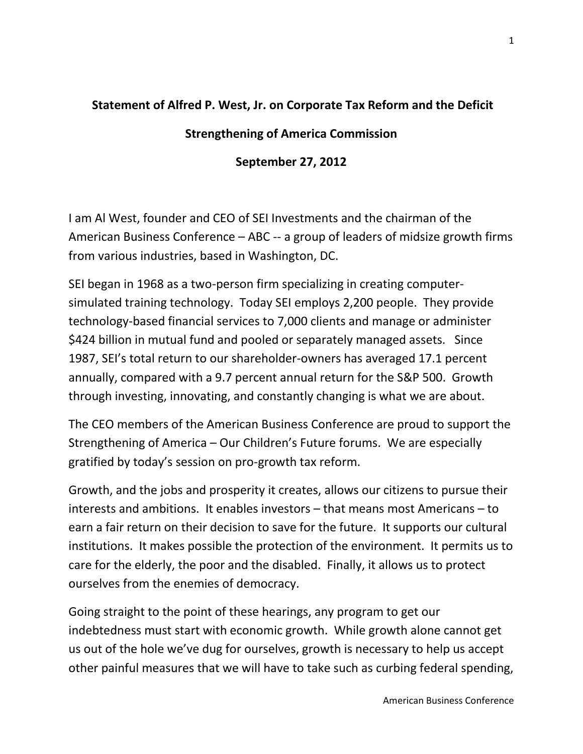**Statement of Alfred P. West, Jr. on Corporate Tax Reform and the Deficit**

**Strengthening of America Commission**

**September 27, 2012**

I am Al West, founder and CEO of SEI Investments and the chairman of the American Business Conference – ABC -- a group of leaders of midsize growth firms from various industries, based in Washington, DC.

SEI began in 1968 as a two-person firm specializing in creating computer-simulated training technology. Today SEI employs 2,200 people. They provide technology-based financial services to 7,000 clients and manage or administer $424 billion in mutual fund and pooled or separately managed assets. Since 1987, SEI's total return to our shareholder-owners has averaged 17.1 percent annually, compared with a 9.7 percent annual return for the S&P 500. Growth through investing, innovating, and constantly changing is what we are about.

The CEO members of the American Business Conference are proud to support the Strengthening of America – Our Children's Future forums. We are especially gratified by today's session on pro-growth tax reform.

Growth, and the jobs and prosperity it creates, allows our citizens to pursue their interests and ambitions. It enables investors – that means most Americans – to earn a fair return on their decision to save for the future. It supports our cultural institutions. It makes possible the protection of the environment. It permits us to care for the elderly, the poor and the disabled. Finally, it allows us to protect ourselves from the enemies of democracy.

Going straight to the point of these hearings, any program to get our indebtedness must start with economic growth. While growth alone cannot get us out of the hole we've dug for ourselves, growth is necessary to help us accept other painful measures that we will have to take such as curbing federal spending,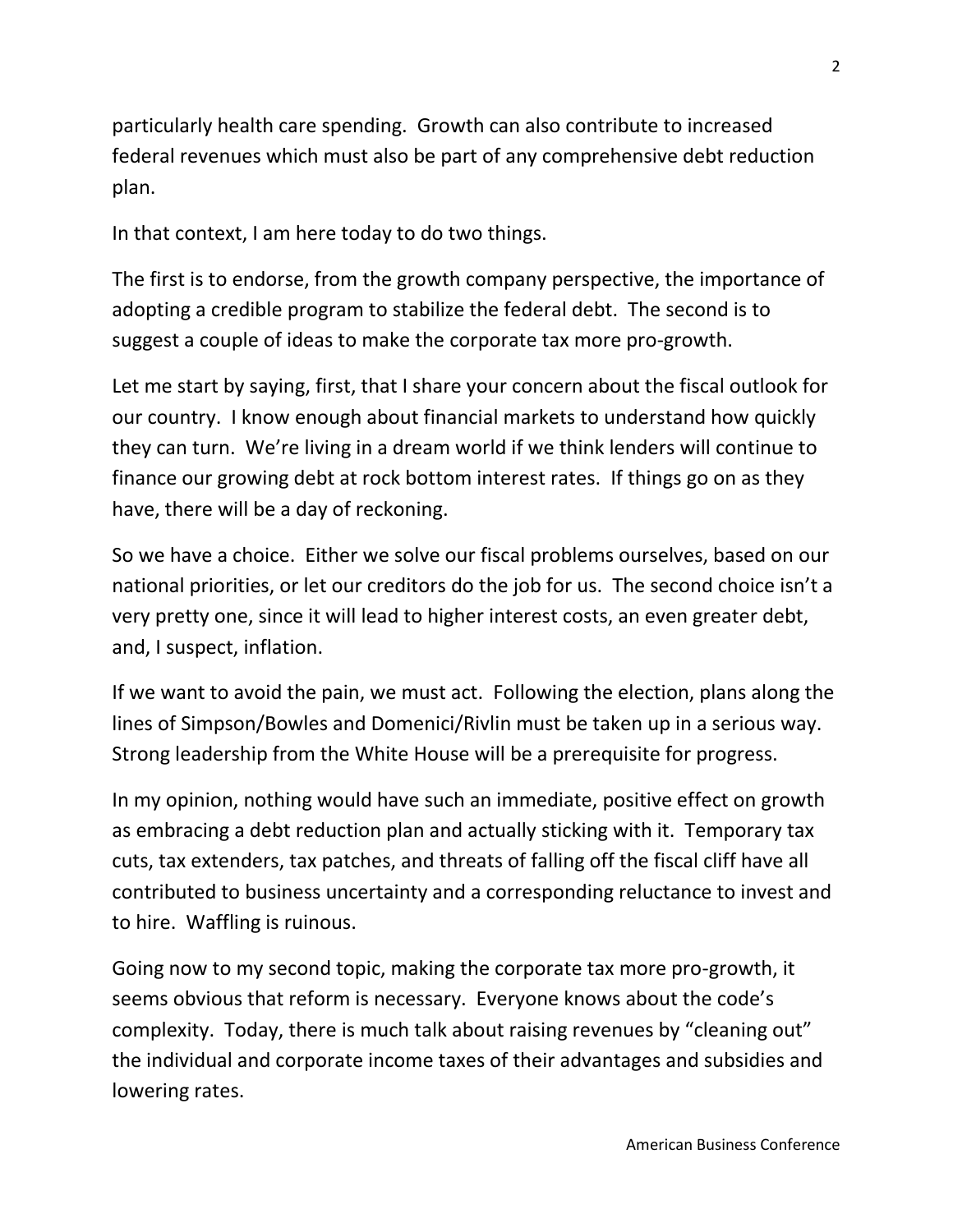particularly health care spending. Growth can also contribute to increased federal revenues which must also be part of any comprehensive debt reduction plan.

In that context, I am here today to do two things.

The first is to endorse, from the growth company perspective, the importance of adopting a credible program to stabilize the federal debt. The second is to suggest a couple of ideas to make the corporate tax more pro-growth.

Let me start by saying, first, that I share your concern about the fiscal outlook for our country. I know enough about financial markets to understand how quickly they can turn. We're living in a dream world if we think lenders will continue to finance our growing debt at rock bottom interest rates. If things go on as they have, there will be a day of reckoning.

So we have a choice. Either we solve our fiscal problems ourselves, based on our national priorities, or let our creditors do the job for us. The second choice isn't a very pretty one, since it will lead to higher interest costs, an even greater debt, and, I suspect, inflation.

If we want to avoid the pain, we must act. Following the election, plans along the lines of Simpson/Bowles and Domenici/Rivlin must be taken up in a serious way. Strong leadership from the White House will be a prerequisite for progress.

In my opinion, nothing would have such an immediate, positive effect on growth as embracing a debt reduction plan and actually sticking with it. Temporary tax cuts, tax extenders, tax patches, and threats of falling off the fiscal cliff have all contributed to business uncertainty and a corresponding reluctance to invest and to hire. Waffling is ruinous.

Going now to my second topic, making the corporate tax more pro-growth, it seems obvious that reform is necessary. Everyone knows about the code's complexity. Today, there is much talk about raising revenues by "cleaning out" the individual and corporate income taxes of their advantages and subsidies and lowering rates.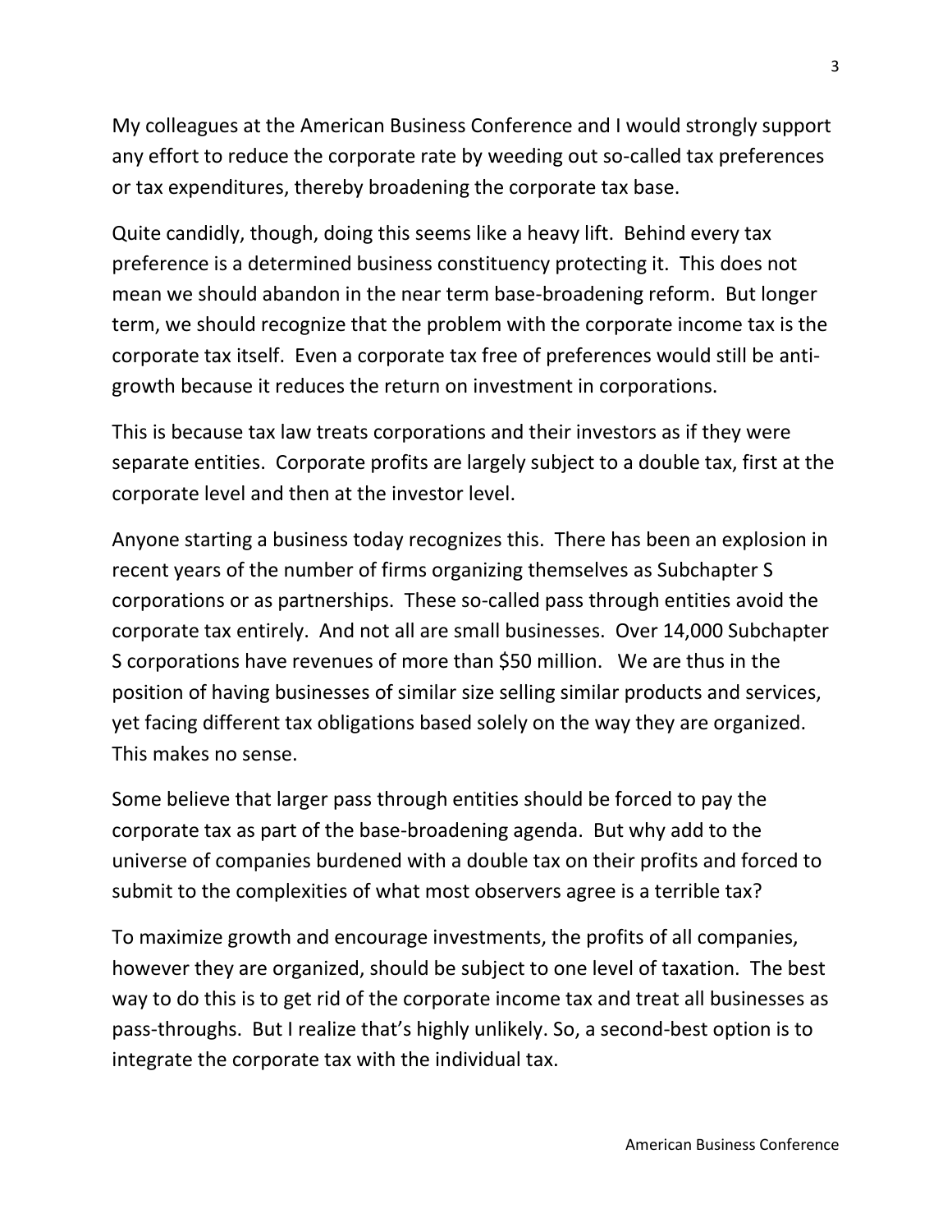My colleagues at the American Business Conference and I would strongly support any effort to reduce the corporate rate by weeding out so-called tax preferences or tax expenditures, thereby broadening the corporate tax base.

Quite candidly, though, doing this seems like a heavy lift. Behind every tax preference is a determined business constituency protecting it. This does not mean we should abandon in the near term base-broadening reform. But longer term, we should recognize that the problem with the corporate income tax is the corporate tax itself. Even a corporate tax free of preferences would still be anti-growth because it reduces the return on investment in corporations.

This is because tax law treats corporations and their investors as if they were separate entities. Corporate profits are largely subject to a double tax, first at the corporate level and then at the investor level.

Anyone starting a business today recognizes this. There has been an explosion in recent years of the number of firms organizing themselves as Subchapter S corporations or as partnerships. These so-called pass through entities avoid the corporate tax entirely. And not all are small businesses. Over 14,000 Subchapter S corporations have revenues of more than $50 million. We are thus in the position of having businesses of similar size selling similar products and services, yet facing different tax obligations based solely on the way they are organized. This makes no sense.

Some believe that larger pass through entities should be forced to pay the corporate tax as part of the base-broadening agenda. But why add to the universe of companies burdened with a double tax on their profits and forced to submit to the complexities of what most observers agree is a terrible tax?

To maximize growth and encourage investments, the profits of all companies, however they are organized, should be subject to one level of taxation. The best way to do this is to get rid of the corporate income tax and treat all businesses as pass-throughs. But I realize that's highly unlikely. So, a second-best option is to integrate the corporate tax with the individual tax.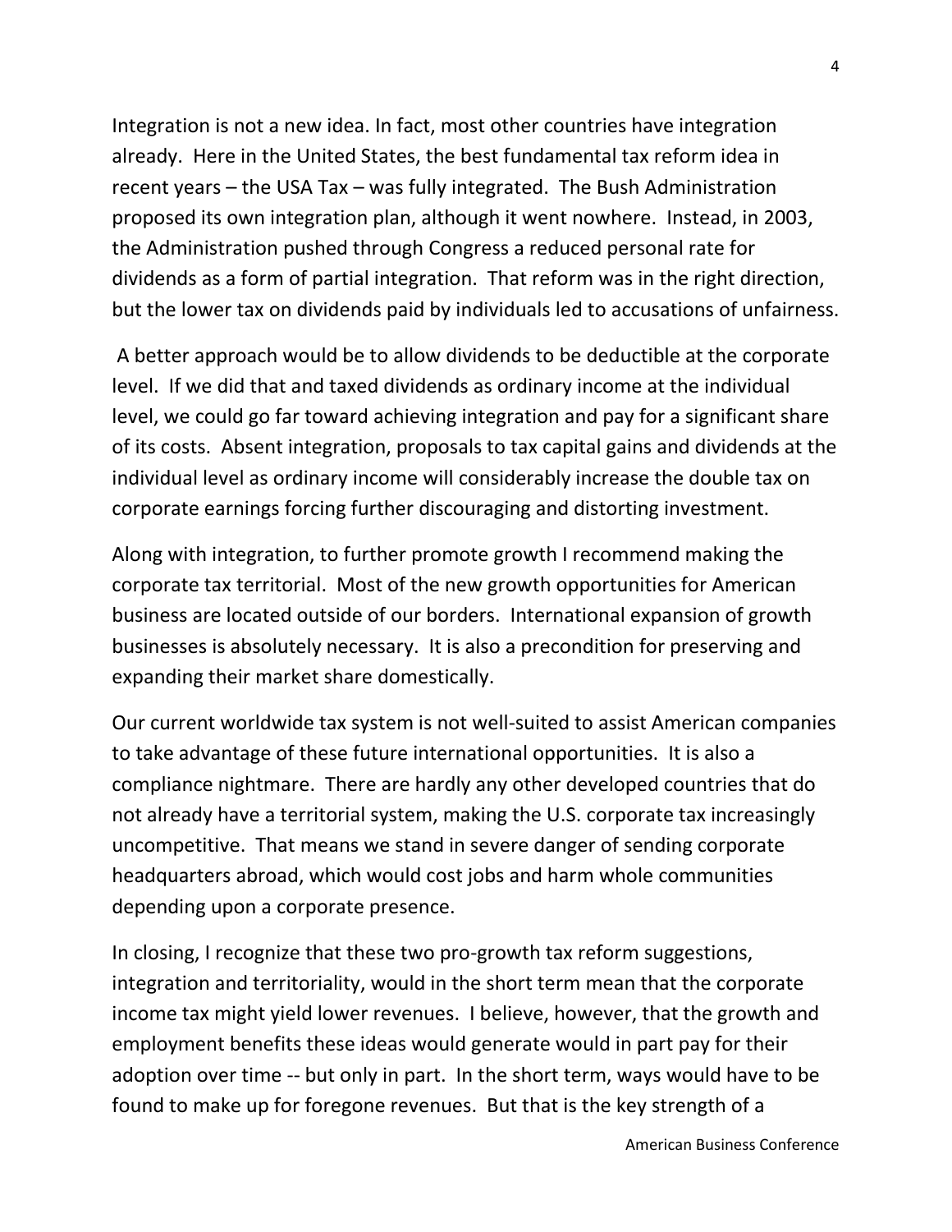Integration is not a new idea. In fact, most other countries have integration already. Here in the United States, the best fundamental tax reform idea in recent years – the USA Tax – was fully integrated. The Bush Administration proposed its own integration plan, although it went nowhere. Instead, in 2003, the Administration pushed through Congress a reduced personal rate for dividends as a form of partial integration. That reform was in the right direction, but the lower tax on dividends paid by individuals led to accusations of unfairness.

A better approach would be to allow dividends to be deductible at the corporate level. If we did that and taxed dividends as ordinary income at the individual level, we could go far toward achieving integration and pay for a significant share of its costs. Absent integration, proposals to tax capital gains and dividends at the individual level as ordinary income will considerably increase the double tax on corporate earnings forcing further discouraging and distorting investment.

Along with integration, to further promote growth I recommend making the corporate tax territorial. Most of the new growth opportunities for American business are located outside of our borders. International expansion of growth businesses is absolutely necessary. It is also a precondition for preserving and expanding their market share domestically.

Our current worldwide tax system is not well-suited to assist American companies to take advantage of these future international opportunities. It is also a compliance nightmare. There are hardly any other developed countries that do not already have a territorial system, making the U.S. corporate tax increasingly uncompetitive. That means we stand in severe danger of sending corporate headquarters abroad, which would cost jobs and harm whole communities depending upon a corporate presence.

In closing, I recognize that these two pro-growth tax reform suggestions, integration and territoriality, would in the short term mean that the corporate income tax might yield lower revenues. I believe, however, that the growth and employment benefits these ideas would generate would in part pay for their adoption over time -- but only in part. In the short term, ways would have to be found to make up for foregone revenues. But that is the key strength of a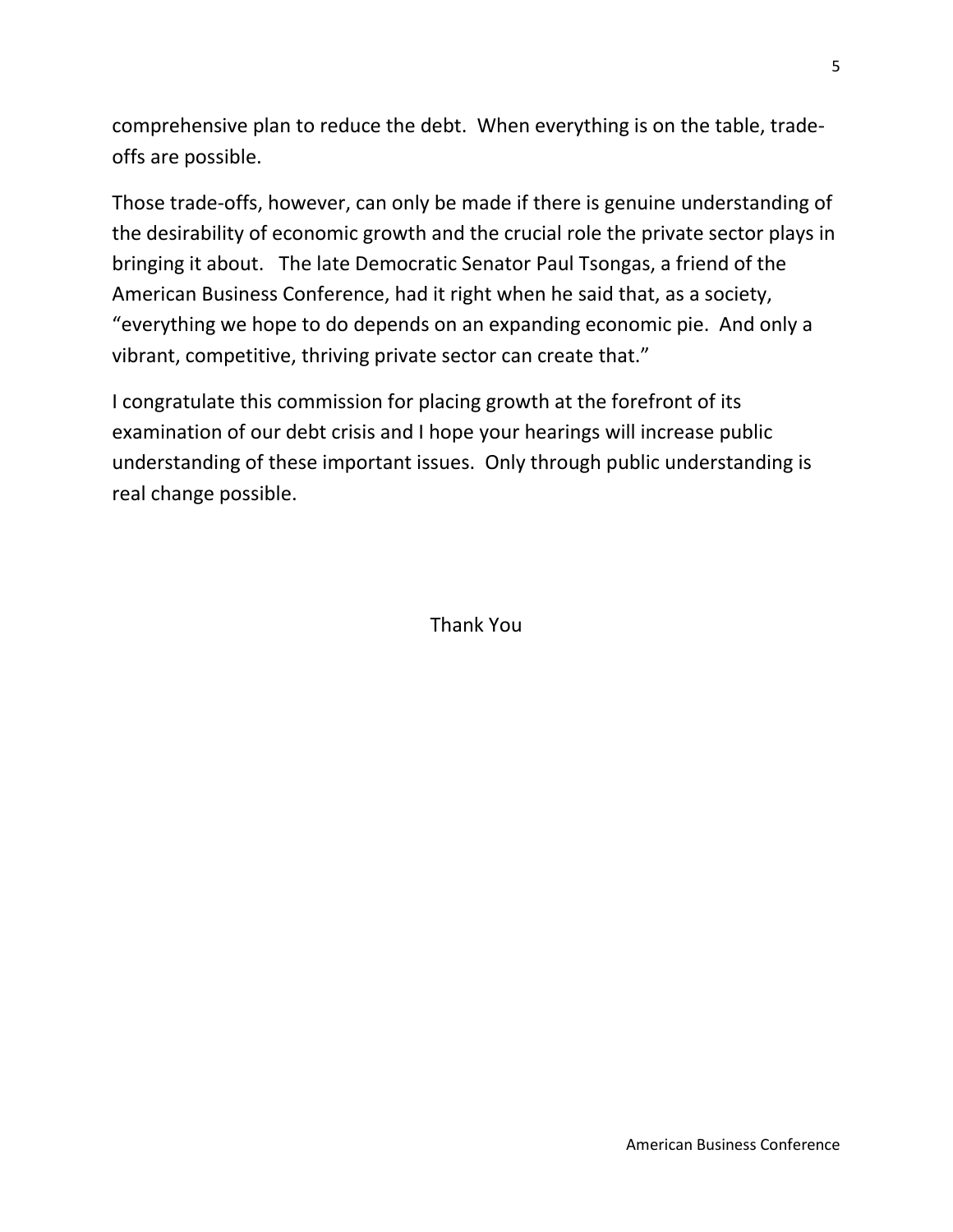comprehensive plan to reduce the debt. When everything is on the table, trade-offs are possible.

Those trade-offs, however, can only be made if there is genuine understanding of the desirability of economic growth and the crucial role the private sector plays in bringing it about. The late Democratic Senator Paul Tsongas, a friend of the American Business Conference, had it right when he said that, as a society, "everything we hope to do depends on an expanding economic pie. And only a vibrant, competitive, thriving private sector can create that."

I congratulate this commission for placing growth at the forefront of its examination of our debt crisis and I hope your hearings will increase public understanding of these important issues. Only through public understanding is real change possible.

Thank You